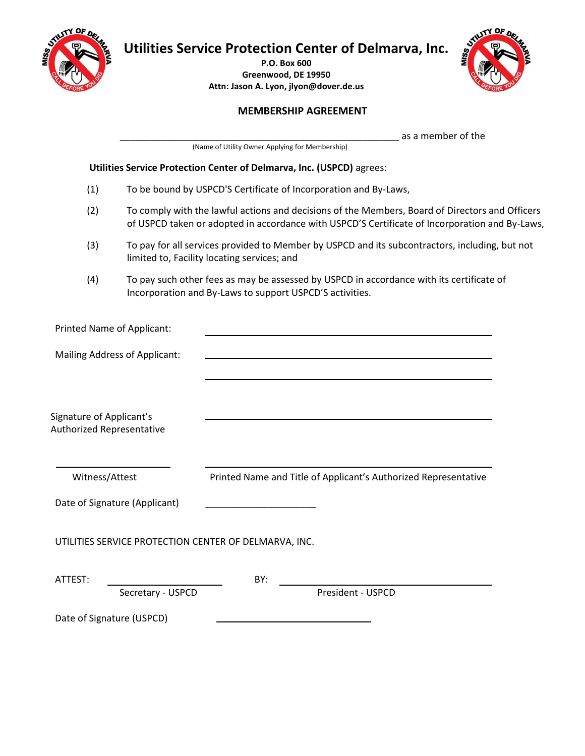# Utilities Service Protection Center of Delmarva, Inc.

**P.O. Box 600**
**Greenwood, DE 19950**
**Attn: Jason A. Lyon, jlyon@dover.de.us**

## MEMBERSHIP AGREEMENT

______________________________________________________ as a member of the
(Name of Utility Owner Applying for Membership)

**Utilities Service Protection Center of Delmarva, Inc. (USPCD)** agrees:

(1) To be bound by USPCD'S Certificate of Incorporation and By-Laws,

(2) To comply with the lawful actions and decisions of the Members, Board of Directors and Officers of USPCD taken or adopted in accordance with USPCD'S Certificate of Incorporation and By-Laws,

(3) To pay for all services provided to Member by USPCD and its subcontractors, including, but not limited to, Facility locating services; and

(4) To pay such other fees as may be assessed by USPCD in accordance with its certificate of Incorporation and By-Laws to support USPCD'S activities.

Printed Name of Applicant: ______________________________________________

Mailing Address of Applicant: ______________________________________________

______________________________________________

Signature of Applicant's Authorized Representative ______________________________________________

______________________ ______________________________________________
Witness/Attest Printed Name and Title of Applicant's Authorized Representative

Date of Signature (Applicant) ______________________

UTILITIES SERVICE PROTECTION CENTER OF DELMARVA, INC.

ATTEST: ______________________ BY: ______________________________
Secretary - USPCD President - USPCD

Date of Signature (USPCD) ______________________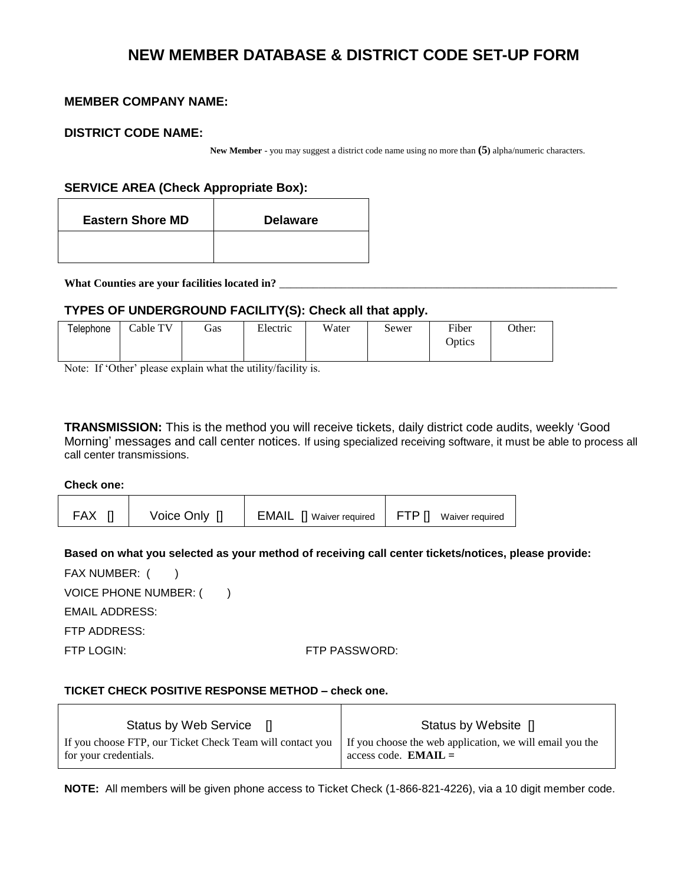# NEW MEMBER DATABASE & DISTRICT CODE SET-UP FORM

**MEMBER COMPANY NAME:**

**DISTRICT CODE NAME:**

**New Member** - you may suggest a district code name using no more than **(5)** alpha/numeric characters.

**SERVICE AREA (Check Appropriate Box):**

| Eastern Shore MD | Delaware |
|---|---|
| | |

**What Counties are your facilities located in?** ______________________________________________________________

**TYPES OF UNDERGROUND FACILITY(S): Check all that apply.**

| Telephone | Cable TV | Gas | Electric | Water | Sewer | Fiber Optics | Other: |
|---|---|---|---|---|---|---|---|
| | | | | | | | |

Note: If 'Other' please explain what the utility/facility is.

**TRANSMISSION:** This is the method you will receive tickets, daily district code audits, weekly 'Good Morning' messages and call center notices. If using specialized receiving software, it must be able to process all call center transmissions.

**Check one:**

| FAX [] | Voice Only [] | EMAIL [] Waiver required | FTP [] Waiver required |
|---|---|---|---|

**Based on what you selected as your method of receiving call center tickets/notices, please provide:**

FAX NUMBER: (      )

VOICE PHONE NUMBER: (      )

EMAIL ADDRESS:

FTP ADDRESS:

FTP LOGIN: FTP PASSWORD:

**TICKET CHECK POSITIVE RESPONSE METHOD – check one.**

| Status by Web Service [] | Status by Website [] |
|---|---|
| If you choose FTP, our Ticket Check Team will contact you for your credentials. | If you choose the web application, we will email you the access code. **EMAIL =** |

**NOTE:** All members will be given phone access to Ticket Check (1-866-821-4226), via a 10 digit member code.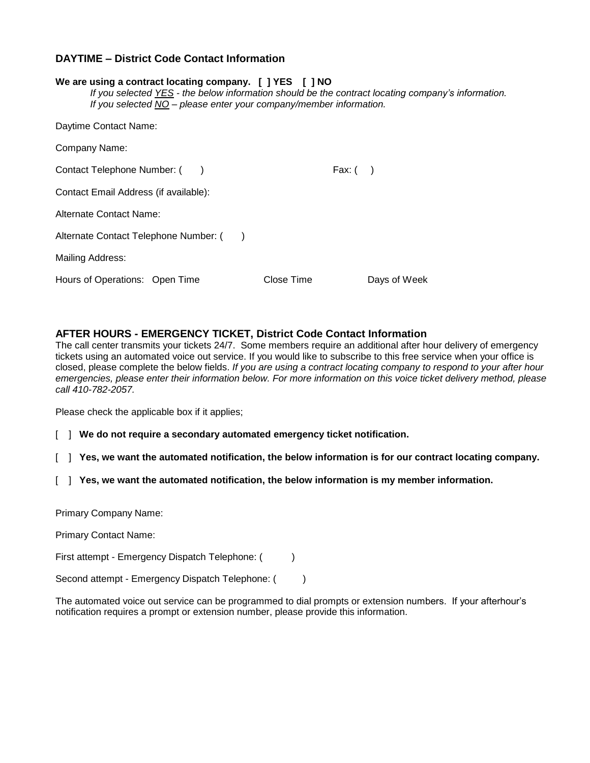### DAYTIME – District Code Contact Information

**We are using a contract locating company. [ ] YES [ ] NO**

*If you selected YES - the below information should be the contract locating company's information.*
*If you selected NO – please enter your company/member information.*

Daytime Contact Name:

Company Name:

Contact Telephone Number: ( ) Fax: ( )

Contact Email Address (if available):

Alternate Contact Name:

Alternate Contact Telephone Number: ( )

Mailing Address:

Hours of Operations: Open Time Close Time Days of Week

### AFTER HOURS - EMERGENCY TICKET, District Code Contact Information

The call center transmits your tickets 24/7. Some members require an additional after hour delivery of emergency tickets using an automated voice out service. If you would like to subscribe to this free service when your office is closed, please complete the below fields. *If you are using a contract locating company to respond to your after hour emergencies, please enter their information below. For more information on this voice ticket delivery method, please call 410-782-2057.*

Please check the applicable box if it applies;

[ ] **We do not require a secondary automated emergency ticket notification.**

[ ] **Yes, we want the automated notification, the below information is for our contract locating company.**

[ ] **Yes, we want the automated notification, the below information is my member information.**

Primary Company Name:

Primary Contact Name:

First attempt - Emergency Dispatch Telephone: ( )

Second attempt - Emergency Dispatch Telephone: ( )

The automated voice out service can be programmed to dial prompts or extension numbers. If your afterhour's notification requires a prompt or extension number, please provide this information.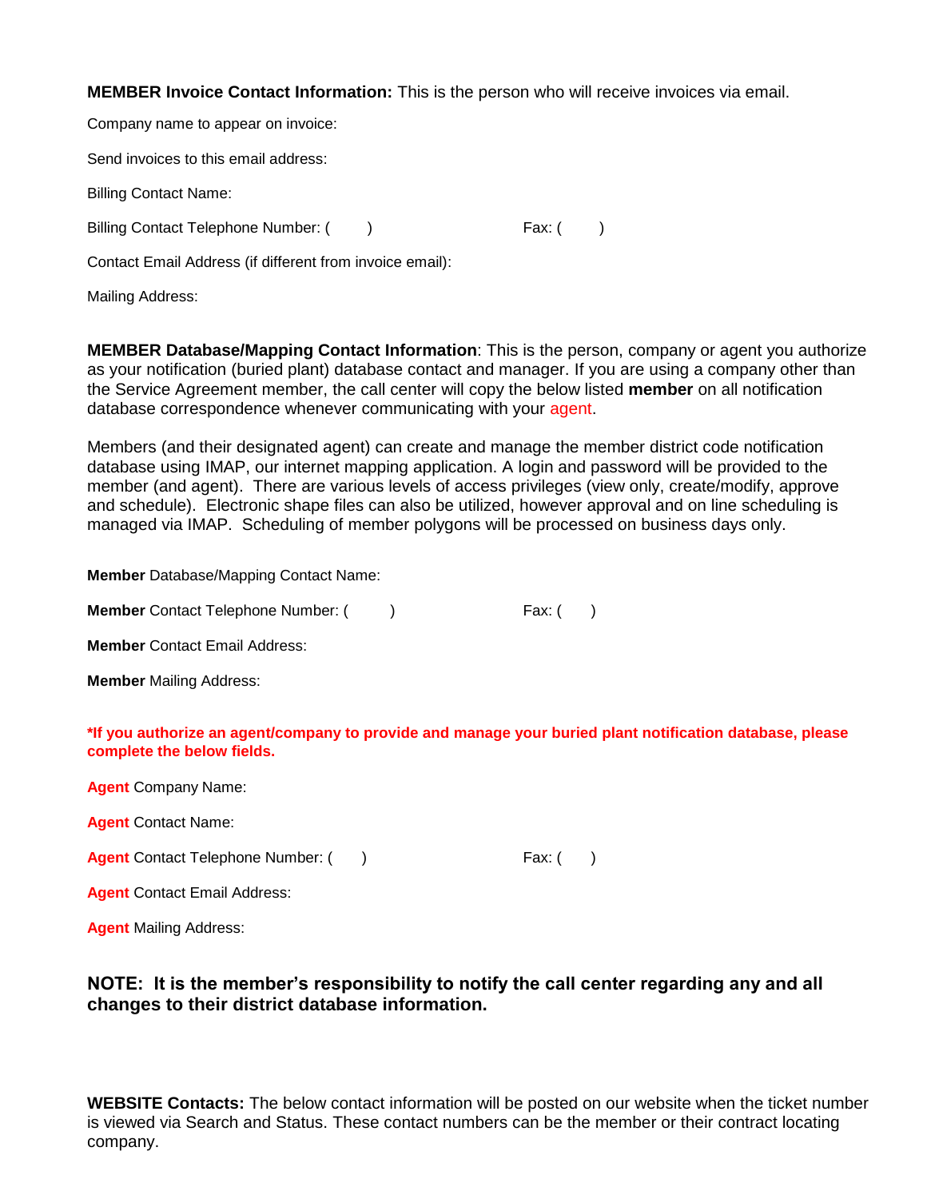**MEMBER Invoice Contact Information:** This is the person who will receive invoices via email.

Company name to appear on invoice:

Send invoices to this email address:

Billing Contact Name:

Billing Contact Telephone Number: (        )                                        Fax: (        )

Contact Email Address (if different from invoice email):

Mailing Address:

**MEMBER Database/Mapping Contact Information**: This is the person, company or agent you authorize as your notification (buried plant) database contact and manager. If you are using a company other than the Service Agreement member, the call center will copy the below listed **member** on all notification database correspondence whenever communicating with your agent.

Members (and their designated agent) can create and manage the member district code notification database using IMAP, our internet mapping application. A login and password will be provided to the member (and agent). There are various levels of access privileges (view only, create/modify, approve and schedule). Electronic shape files can also be utilized, however approval and on line scheduling is managed via IMAP. Scheduling of member polygons will be processed on business days only.

**Member** Database/Mapping Contact Name:

**Member** Contact Telephone Number: (        )                                        Fax: (        )

**Member** Contact Email Address:

**Member** Mailing Address:

**\*If you authorize an agent/company to provide and manage your buried plant notification database, please complete the below fields.**

**Agent** Company Name:

**Agent** Contact Name:

**Agent** Contact Telephone Number: (        )                                        Fax: (        )

**Agent** Contact Email Address:

**Agent** Mailing Address:

**NOTE: It is the member's responsibility to notify the call center regarding any and all changes to their district database information.**

**WEBSITE Contacts:** The below contact information will be posted on our website when the ticket number is viewed via Search and Status. These contact numbers can be the member or their contract locating company.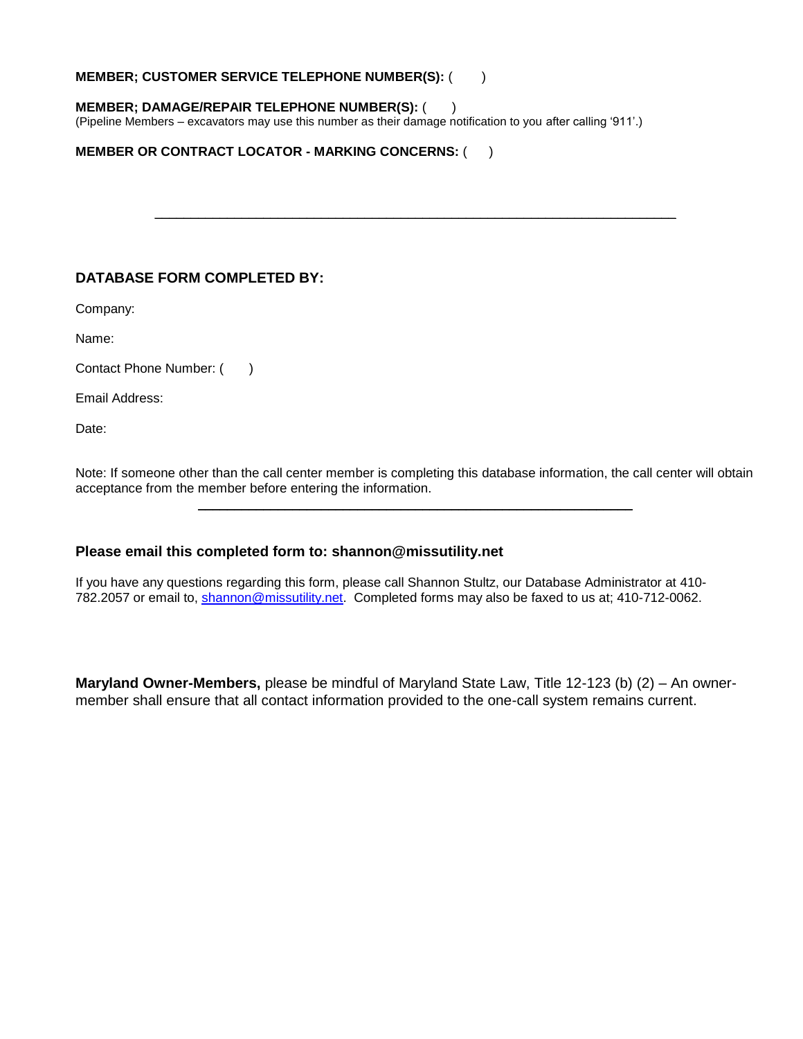**MEMBER; CUSTOMER SERVICE TELEPHONE NUMBER(S):** (    )

**MEMBER; DAMAGE/REPAIR TELEPHONE NUMBER(S):** (    )
(Pipeline Members – excavators may use this number as their damage notification to you after calling '911'.)

**MEMBER OR CONTRACT LOCATOR - MARKING CONCERNS:** (    )

---

### DATABASE FORM COMPLETED BY:

Company:

Name:

Contact Phone Number: (    )

Email Address:

Date:

Note: If someone other than the call center member is completing this database information, the call center will obtain acceptance from the member before entering the information.

---

### Please email this completed form to: shannon@missutility.net

If you have any questions regarding this form, please call Shannon Stultz, our Database Administrator at 410-782.2057 or email to, shannon@missutility.net. Completed forms may also be faxed to us at; 410-712-0062.

**Maryland Owner-Members,** please be mindful of Maryland State Law, Title 12-123 (b) (2) – An owner-member shall ensure that all contact information provided to the one-call system remains current.